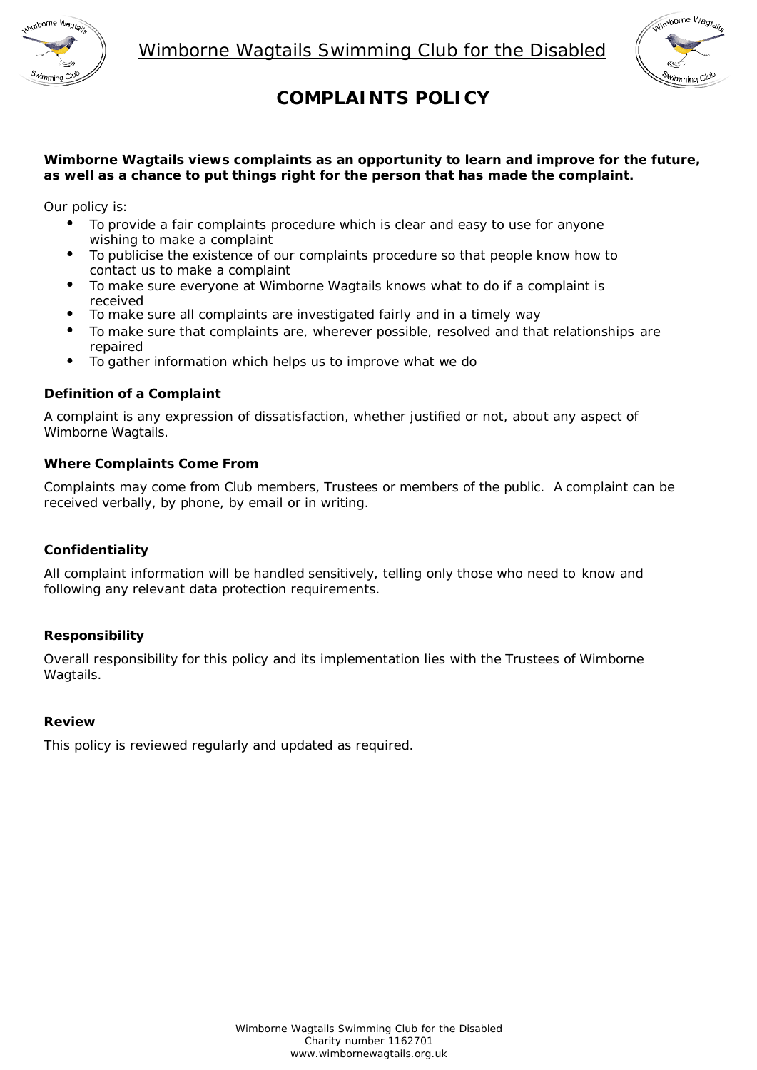Wimborne Wagtails Swimming Club for the Disabled

# COMPLAINTS POLICY

**Wimborne Wagtails views complaints as an opportunity to learn and improve for the future, as well as a chance to put things right for the person that has made the complaint.**

Our policy is:

- To provide a fair complaints procedure which is clear and easy to use for anyone wishing to make a complaint
- To publicise the existence of our complaints procedure so that people know how to contact us to make a complaint
- To make sure everyone at Wimborne Wagtails knows what to do if a complaint is received
- To make sure all complaints are investigated fairly and in a timely way
- To make sure that complaints are, wherever possible, resolved and that relationships are repaired
- To gather information which helps us to improve what we do

**Definition of a Complaint**

A complaint is any expression of dissatisfaction, whether justified or not, about any aspect of Wimborne Wagtails.

**Where Complaints Come From**

Complaints may come from Club members, Trustees or members of the public. A complaint can be received verbally, by phone, by email or in writing.

**Confidentiality**

All complaint information will be handled sensitively, telling only those who need to know and following any relevant data protection requirements.

**Responsibility**

Overall responsibility for this policy and its implementation lies with the Trustees of Wimborne Wagtails.

**Review**

This policy is reviewed regularly and updated as required.

Wimborne Wagtails Swimming Club for the Disabled
Charity number 1162701
www.wimbornewagtails.org.uk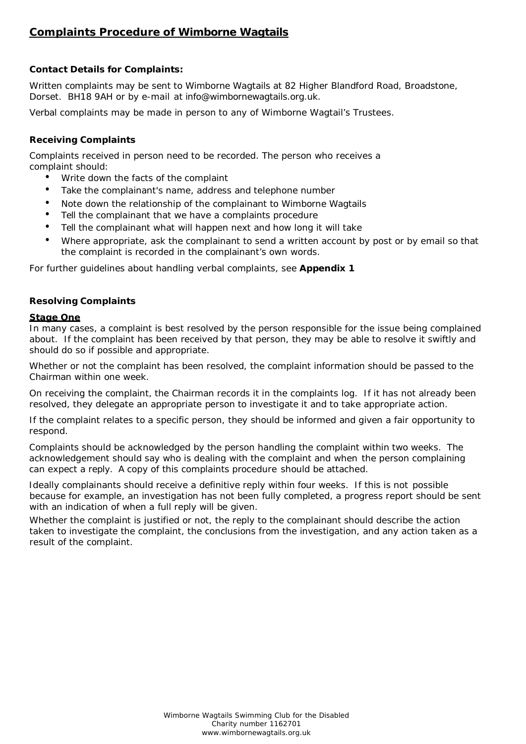## Complaints Procedure of Wimborne Wagtails

### Contact Details for Complaints:

Written complaints may be sent to Wimborne Wagtails at 82 Higher Blandford Road, Broadstone, Dorset. BH18 9AH or by e-mail at info@wimbornewagtails.org.uk.

Verbal complaints may be made in person to any of Wimborne Wagtail's Trustees.

### Receiving Complaints

Complaints received in person need to be recorded. The person who receives a complaint should:

- Write down the facts of the complaint
- Take the complainant's name, address and telephone number
- Note down the relationship of the complainant to Wimborne Wagtails
- Tell the complainant that we have a complaints procedure
- Tell the complainant what will happen next and how long it will take
- Where appropriate, ask the complainant to send a written account by post or by email so that the complaint is recorded in the complainant's own words.

For further guidelines about handling verbal complaints, see **Appendix 1**

### Resolving Complaints

#### Stage One

In many cases, a complaint is best resolved by the person responsible for the issue being complained about. If the complaint has been received by that person, they may be able to resolve it swiftly and should do so if possible and appropriate.

Whether or not the complaint has been resolved, the complaint information should be passed to the Chairman within one week.

On receiving the complaint, the Chairman records it in the complaints log. If it has not already been resolved, they delegate an appropriate person to investigate it and to take appropriate action.

If the complaint relates to a specific person, they should be informed and given a fair opportunity to respond.

Complaints should be acknowledged by the person handling the complaint within two weeks. The acknowledgement should say who is dealing with the complaint and when the person complaining can expect a reply. A copy of this complaints procedure should be attached.

Ideally complainants should receive a definitive reply within four weeks. If this is not possible because for example, an investigation has not been fully completed, a progress report should be sent with an indication of when a full reply will be given.

Whether the complaint is justified or not, the reply to the complainant should describe the action taken to investigate the complaint, the conclusions from the investigation, and any action taken as a result of the complaint.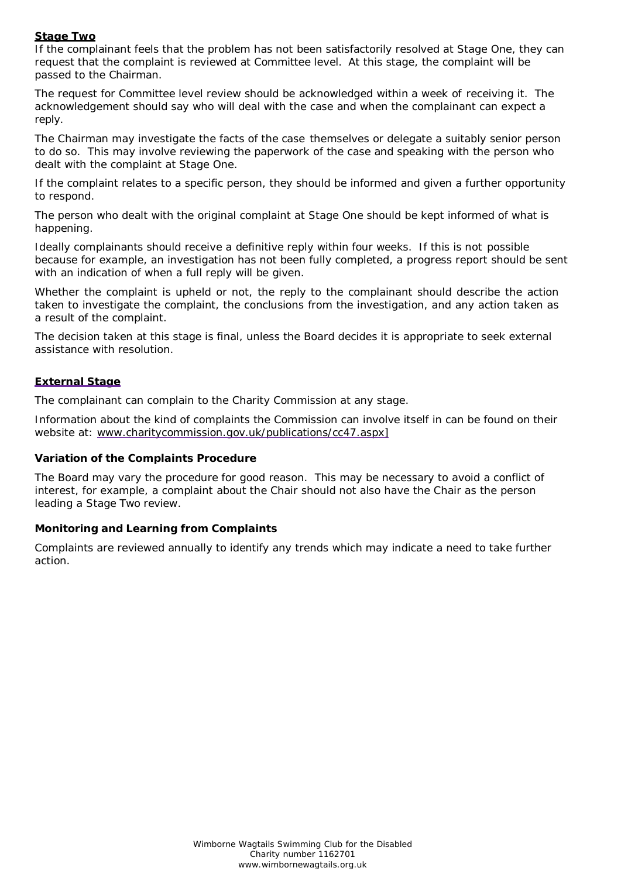## Stage Two

If the complainant feels that the problem has not been satisfactorily resolved at Stage One, they can request that the complaint is reviewed at Committee level. At this stage, the complaint will be passed to the Chairman.

The request for Committee level review should be acknowledged within a week of receiving it. The acknowledgement should say who will deal with the case and when the complainant can expect a reply.

The Chairman may investigate the facts of the case themselves or delegate a suitably senior person to do so. This may involve reviewing the paperwork of the case and speaking with the person who dealt with the complaint at Stage One.

If the complaint relates to a specific person, they should be informed and given a further opportunity to respond.

The person who dealt with the original complaint at Stage One should be kept informed of what is happening.

Ideally complainants should receive a definitive reply within four weeks. If this is not possible because for example, an investigation has not been fully completed, a progress report should be sent with an indication of when a full reply will be given.

Whether the complaint is upheld or not, the reply to the complainant should describe the action taken to investigate the complaint, the conclusions from the investigation, and any action taken as a result of the complaint.

The decision taken at this stage is final, unless the Board decides it is appropriate to seek external assistance with resolution.

## External Stage

The complainant can complain to the Charity Commission at any stage.

Information about the kind of complaints the Commission can involve itself in can be found on their website at: www.charitycommission.gov.uk/publications/cc47.aspx]

### Variation of the Complaints Procedure

The Board may vary the procedure for good reason. This may be necessary to avoid a conflict of interest, for example, a complaint about the Chair should not also have the Chair as the person leading a Stage Two review.

### Monitoring and Learning from Complaints

Complaints are reviewed annually to identify any trends which may indicate a need to take further action.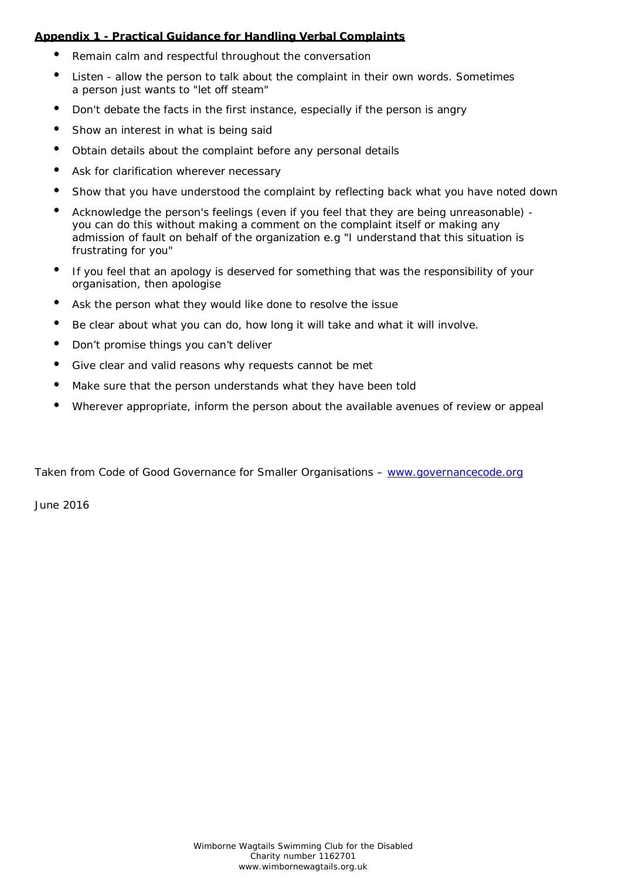## Appendix 1 - Practical Guidance for Handling Verbal Complaints

- Remain calm and respectful throughout the conversation
- Listen - allow the person to talk about the complaint in their own words. Sometimes a person just wants to "let off steam"
- Don't debate the facts in the first instance, especially if the person is angry
- Show an interest in what is being said
- Obtain details about the complaint before any personal details
- Ask for clarification wherever necessary
- Show that you have understood the complaint by reflecting back what you have noted down
- Acknowledge the person's feelings (even if you feel that they are being unreasonable) - you can do this without making a comment on the complaint itself or making any admission of fault on behalf of the organization e.g "I understand that this situation is frustrating for you"
- If you feel that an apology is deserved for something that was the responsibility of your organisation, then apologise
- Ask the person what they would like done to resolve the issue
- Be clear about what you can do, how long it will take and what it will involve.
- Don't promise things you can't deliver
- Give clear and valid reasons why requests cannot be met
- Make sure that the person understands what they have been told
- Wherever appropriate, inform the person about the available avenues of review or appeal

Taken from Code of Good Governance for Smaller Organisations – [www.governancecode.org](http://www.governancecode.org)

June 2016